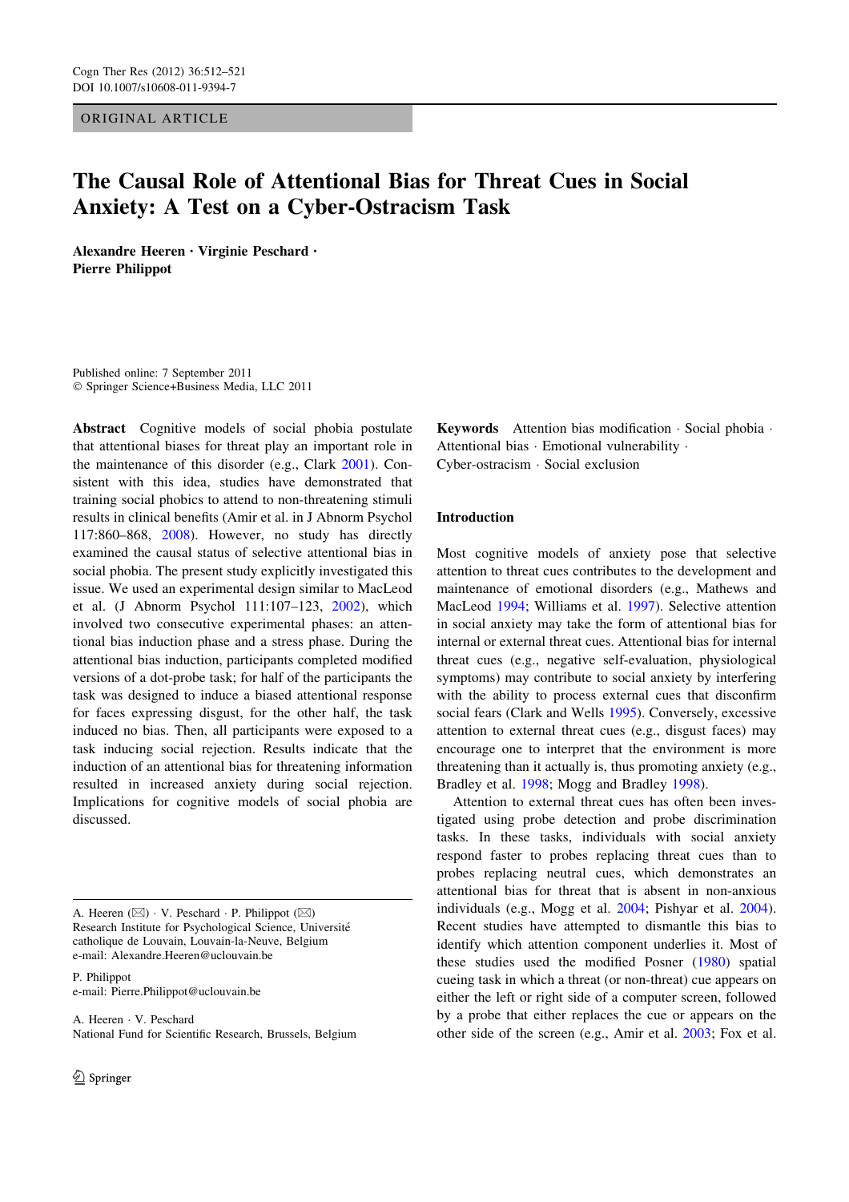ORIGINAL ARTICLE

# The Causal Role of Attentional Bias for Threat Cues in Social Anxiety: A Test on a Cyber-Ostracism Task

**Alexandre Heeren · Virginie Peschard · Pierre Philippot**

Published online: 7 September 2011
© Springer Science+Business Media, LLC 2011

**Abstract** Cognitive models of social phobia postulate that attentional biases for threat play an important role in the maintenance of this disorder (e.g., Clark 2001). Consistent with this idea, studies have demonstrated that training social phobics to attend to non-threatening stimuli results in clinical benefits (Amir et al. in J Abnorm Psychol 117:860–868, 2008). However, no study has directly examined the causal status of selective attentional bias in social phobia. The present study explicitly investigated this issue. We used an experimental design similar to MacLeod et al. (J Abnorm Psychol 111:107–123, 2002), which involved two consecutive experimental phases: an attentional bias induction phase and a stress phase. During the attentional bias induction, participants completed modified versions of a dot-probe task; for half of the participants the task was designed to induce a biased attentional response for faces expressing disgust, for the other half, the task induced no bias. Then, all participants were exposed to a task inducing social rejection. Results indicate that the induction of an attentional bias for threatening information resulted in increased anxiety during social rejection. Implications for cognitive models of social phobia are discussed.

**Keywords** Attention bias modification · Social phobia · Attentional bias · Emotional vulnerability · Cyber-ostracism · Social exclusion

A. Heeren (✉) · V. Peschard · P. Philippot (✉)
Research Institute for Psychological Science, Université catholique de Louvain, Louvain-la-Neuve, Belgium
e-mail: Alexandre.Heeren@uclouvain.be

P. Philippot
e-mail: Pierre.Philippot@uclouvain.be

A. Heeren · V. Peschard
National Fund for Scientific Research, Brussels, Belgium

## Introduction

Most cognitive models of anxiety pose that selective attention to threat cues contributes to the development and maintenance of emotional disorders (e.g., Mathews and MacLeod 1994; Williams et al. 1997). Selective attention in social anxiety may take the form of attentional bias for internal or external threat cues. Attentional bias for internal threat cues (e.g., negative self-evaluation, physiological symptoms) may contribute to social anxiety by interfering with the ability to process external cues that disconfirm social fears (Clark and Wells 1995). Conversely, excessive attention to external threat cues (e.g., disgust faces) may encourage one to interpret that the environment is more threatening than it actually is, thus promoting anxiety (e.g., Bradley et al. 1998; Mogg and Bradley 1998).

Attention to external threat cues has often been investigated using probe detection and probe discrimination tasks. In these tasks, individuals with social anxiety respond faster to probes replacing threat cues than to probes replacing neutral cues, which demonstrates an attentional bias for threat that is absent in non-anxious individuals (e.g., Mogg et al. 2004; Pishyar et al. 2004). Recent studies have attempted to dismantle this bias to identify which attention component underlies it. Most of these studies used the modified Posner (1980) spatial cueing task in which a threat (or non-threat) cue appears on either the left or right side of a computer screen, followed by a probe that either replaces the cue or appears on the other side of the screen (e.g., Amir et al. 2003; Fox et al.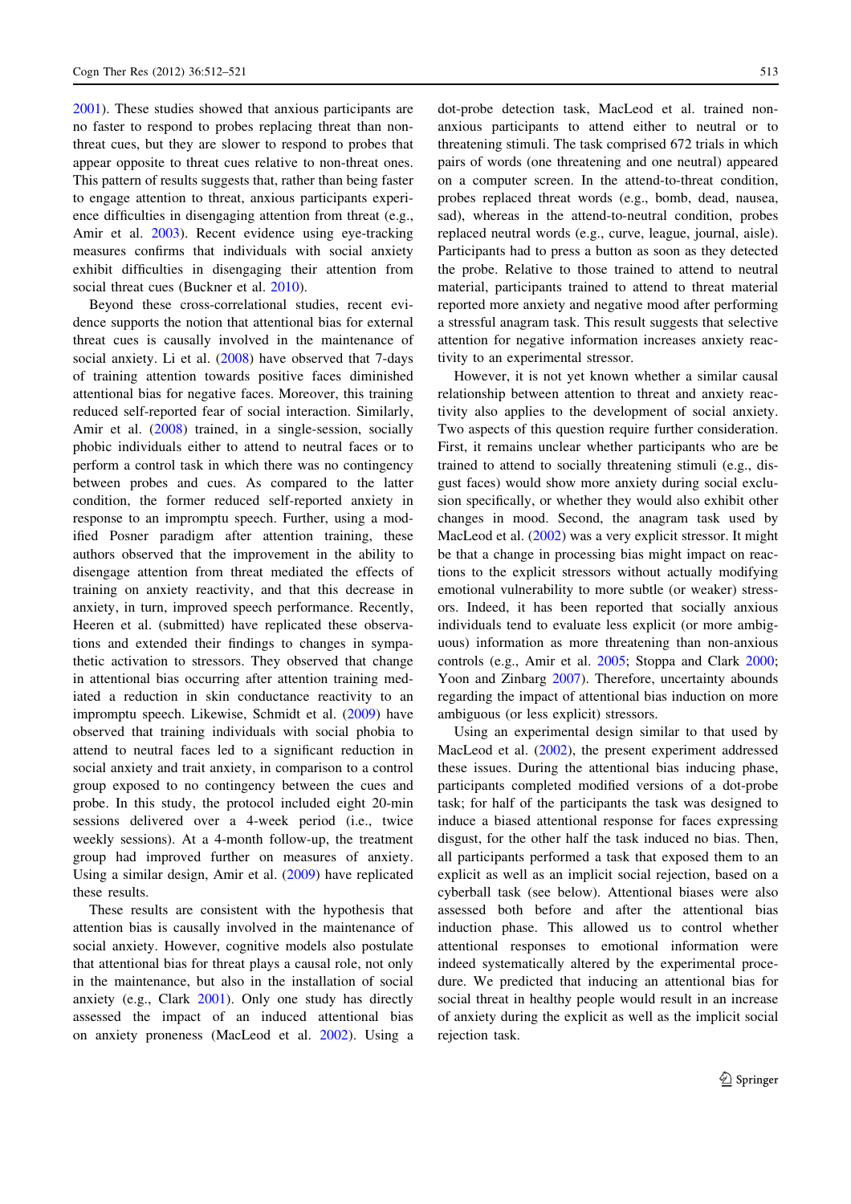2001). These studies showed that anxious participants are no faster to respond to probes replacing threat than non-threat cues, but they are slower to respond to probes that appear opposite to threat cues relative to non-threat ones. This pattern of results suggests that, rather than being faster to engage attention to threat, anxious participants experience difficulties in disengaging attention from threat (e.g., Amir et al. 2003). Recent evidence using eye-tracking measures confirms that individuals with social anxiety exhibit difficulties in disengaging their attention from social threat cues (Buckner et al. 2010).

Beyond these cross-correlational studies, recent evidence supports the notion that attentional bias for external threat cues is causally involved in the maintenance of social anxiety. Li et al. (2008) have observed that 7-days of training attention towards positive faces diminished attentional bias for negative faces. Moreover, this training reduced self-reported fear of social interaction. Similarly, Amir et al. (2008) trained, in a single-session, socially phobic individuals either to attend to neutral faces or to perform a control task in which there was no contingency between probes and cues. As compared to the latter condition, the former reduced self-reported anxiety in response to an impromptu speech. Further, using a modified Posner paradigm after attention training, these authors observed that the improvement in the ability to disengage attention from threat mediated the effects of training on anxiety reactivity, and that this decrease in anxiety, in turn, improved speech performance. Recently, Heeren et al. (submitted) have replicated these observations and extended their findings to changes in sympathetic activation to stressors. They observed that change in attentional bias occurring after attention training mediated a reduction in skin conductance reactivity to an impromptu speech. Likewise, Schmidt et al. (2009) have observed that training individuals with social phobia to attend to neutral faces led to a significant reduction in social anxiety and trait anxiety, in comparison to a control group exposed to no contingency between the cues and probe. In this study, the protocol included eight 20-min sessions delivered over a 4-week period (i.e., twice weekly sessions). At a 4-month follow-up, the treatment group had improved further on measures of anxiety. Using a similar design, Amir et al. (2009) have replicated these results.

These results are consistent with the hypothesis that attention bias is causally involved in the maintenance of social anxiety. However, cognitive models also postulate that attentional bias for threat plays a causal role, not only in the maintenance, but also in the installation of social anxiety (e.g., Clark 2001). Only one study has directly assessed the impact of an induced attentional bias on anxiety proneness (MacLeod et al. 2002). Using a dot-probe detection task, MacLeod et al. trained non-anxious participants to attend either to neutral or to threatening stimuli. The task comprised 672 trials in which pairs of words (one threatening and one neutral) appeared on a computer screen. In the attend-to-threat condition, probes replaced threat words (e.g., bomb, dead, nausea, sad), whereas in the attend-to-neutral condition, probes replaced neutral words (e.g., curve, league, journal, aisle). Participants had to press a button as soon as they detected the probe. Relative to those trained to attend to neutral material, participants trained to attend to threat material reported more anxiety and negative mood after performing a stressful anagram task. This result suggests that selective attention for negative information increases anxiety reactivity to an experimental stressor.

However, it is not yet known whether a similar causal relationship between attention to threat and anxiety reactivity also applies to the development of social anxiety. Two aspects of this question require further consideration. First, it remains unclear whether participants who are be trained to attend to socially threatening stimuli (e.g., disgust faces) would show more anxiety during social exclusion specifically, or whether they would also exhibit other changes in mood. Second, the anagram task used by MacLeod et al. (2002) was a very explicit stressor. It might be that a change in processing bias might impact on reactions to the explicit stressors without actually modifying emotional vulnerability to more subtle (or weaker) stressors. Indeed, it has been reported that socially anxious individuals tend to evaluate less explicit (or more ambiguous) information as more threatening than non-anxious controls (e.g., Amir et al. 2005; Stoppa and Clark 2000; Yoon and Zinbarg 2007). Therefore, uncertainty abounds regarding the impact of attentional bias induction on more ambiguous (or less explicit) stressors.

Using an experimental design similar to that used by MacLeod et al. (2002), the present experiment addressed these issues. During the attentional bias inducing phase, participants completed modified versions of a dot-probe task; for half of the participants the task was designed to induce a biased attentional response for faces expressing disgust, for the other half the task induced no bias. Then, all participants performed a task that exposed them to an explicit as well as an implicit social rejection, based on a cyberball task (see below). Attentional biases were also assessed both before and after the attentional bias induction phase. This allowed us to control whether attentional responses to emotional information were indeed systematically altered by the experimental procedure. We predicted that inducing an attentional bias for social threat in healthy people would result in an increase of anxiety during the explicit as well as the implicit social rejection task.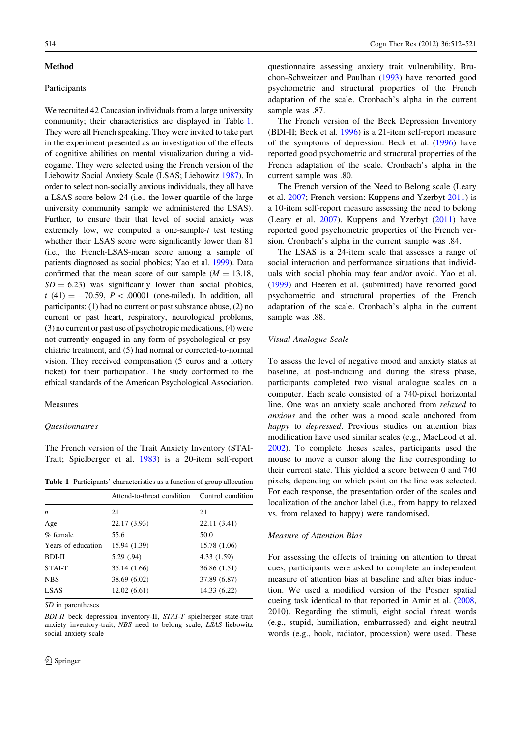## Method

### Participants

We recruited 42 Caucasian individuals from a large university community; their characteristics are displayed in Table 1. They were all French speaking. They were invited to take part in the experiment presented as an investigation of the effects of cognitive abilities on mental visualization during a videogame. They were selected using the French version of the Liebowitz Social Anxiety Scale (LSAS; Liebowitz 1987). In order to select non-socially anxious individuals, they all have a LSAS-score below 24 (i.e., the lower quartile of the large university community sample we administered the LSAS). Further, to ensure their that level of social anxiety was extremely low, we computed a one-sample-*t* test testing whether their LSAS score were significantly lower than 81 (i.e., the French-LSAS-mean score among a sample of patients diagnosed as social phobics; Yao et al. 1999). Data confirmed that the mean score of our sample ($M = 13.18$, $SD = 6.23$) was significantly lower than social phobics, $t\ (41) = -70.59$, $P < .00001$ (one-tailed). In addition, all participants: (1) had no current or past substance abuse, (2) no current or past heart, respiratory, neurological problems, (3) no current or past use of psychotropic medications, (4) were not currently engaged in any form of psychological or psychiatric treatment, and (5) had normal or corrected-to-normal vision. They received compensation (5 euros and a lottery ticket) for their participation. The study conformed to the ethical standards of the American Psychological Association.

### Measures

#### *Questionnaires*

The French version of the Trait Anxiety Inventory (STAI-Trait; Spielberger et al. 1983) is a 20-item self-report questionnaire assessing anxiety trait vulnerability. Bruchon-Schweitzer and Paulhan (1993) have reported good psychometric and structural properties of the French adaptation of the scale. Cronbach's alpha in the current sample was .87.

The French version of the Beck Depression Inventory (BDI-II; Beck et al. 1996) is a 21-item self-report measure of the symptoms of depression. Beck et al. (1996) have reported good psychometric and structural properties of the French adaptation of the scale. Cronbach's alpha in the current sample was .80.

The French version of the Need to Belong scale (Leary et al. 2007; French version: Kuppens and Yzerbyt 2011) is a 10-item self-report measure assessing the need to belong (Leary et al. 2007). Kuppens and Yzerbyt (2011) have reported good psychometric properties of the French version. Cronbach's alpha in the current sample was .84.

The LSAS is a 24-item scale that assesses a range of social interaction and performance situations that individuals with social phobia may fear and/or avoid. Yao et al. (1999) and Heeren et al. (submitted) have reported good psychometric and structural properties of the French adaptation of the scale. Cronbach's alpha in the current sample was .88.

**Table 1** Participants' characteristics as a function of group allocation

| | Attend-to-threat condition | Control condition |
|---|---|---|
| *n* | 21 | 21 |
| Age | 22.17 (3.93) | 22.11 (3.41) |
| % female | 55.6 | 50.0 |
| Years of education | 15.94 (1.39) | 15.78 (1.06) |
| BDI-II | 5.29 (.94) | 4.33 (1.59) |
| STAI-T | 35.14 (1.66) | 36.86 (1.51) |
| NBS | 38.69 (6.02) | 37.89 (6.87) |
| LSAS | 12.02 (6.61) | 14.33 (6.22) |

*SD* in parentheses

*BDI-II* beck depression inventory-II, *STAI-T* spielberger state-trait anxiety inventory-trait, *NBS* need to belong scale, *LSAS* liebowitz social anxiety scale

#### *Visual Analogue Scale*

To assess the level of negative mood and anxiety states at baseline, at post-inducing and during the stress phase, participants completed two visual analogue scales on a computer. Each scale consisted of a 740-pixel horizontal line. One was an anxiety scale anchored from *relaxed* to *anxious* and the other was a mood scale anchored from *happy* to *depressed*. Previous studies on attention bias modification have used similar scales (e.g., MacLeod et al. 2002). To complete theses scales, participants used the mouse to move a cursor along the line corresponding to their current state. This yielded a score between 0 and 740 pixels, depending on which point on the line was selected. For each response, the presentation order of the scales and localization of the anchor label (i.e., from happy to relaxed vs. from relaxed to happy) were randomised.

#### *Measure of Attention Bias*

For assessing the effects of training on attention to threat cues, participants were asked to complete an independent measure of attention bias at baseline and after bias induction. We used a modified version of the Posner spatial cueing task identical to that reported in Amir et al. (2008, 2010). Regarding the stimuli, eight social threat words (e.g., stupid, humiliation, embarrassed) and eight neutral words (e.g., book, radiator, procession) were used. These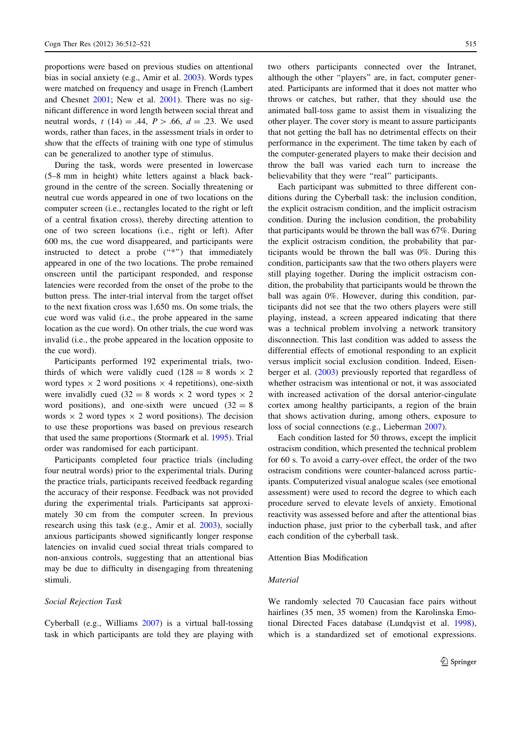proportions were based on previous studies on attentional bias in social anxiety (e.g., Amir et al. 2003). Words types were matched on frequency and usage in French (Lambert and Chesnet 2001; New et al. 2001). There was no significant difference in word length between social threat and neutral words, $t$ (14) = .44, $P > .66$, $d = .23$. We used words, rather than faces, in the assessment trials in order to show that the effects of training with one type of stimulus can be generalized to another type of stimulus.

During the task, words were presented in lowercase (5–8 mm in height) white letters against a black background in the centre of the screen. Socially threatening or neutral cue words appeared in one of two locations on the computer screen (i.e., rectangles located to the right or left of a central fixation cross), thereby directing attention to one of two screen locations (i.e., right or left). After 600 ms, the cue word disappeared, and participants were instructed to detect a probe ("*") that immediately appeared in one of the two locations. The probe remained onscreen until the participant responded, and response latencies were recorded from the onset of the probe to the button press. The inter-trial interval from the target offset to the next fixation cross was 1,650 ms. On some trials, the cue word was valid (i.e., the probe appeared in the same location as the cue word). On other trials, the cue word was invalid (i.e., the probe appeared in the location opposite to the cue word).

Participants performed 192 experimental trials, two-thirds of which were validly cued ($128 = 8$ words $\times$ 2 word types $\times$ 2 word positions $\times$ 4 repetitions), one-sixth were invalidly cued ($32 = 8$ words $\times$ 2 word types $\times$ 2 word positions), and one-sixth were uncued ($32 = 8$ words $\times$ 2 word types $\times$ 2 word positions). The decision to use these proportions was based on previous research that used the same proportions (Stormark et al. 1995). Trial order was randomised for each participant.

Participants completed four practice trials (including four neutral words) prior to the experimental trials. During the practice trials, participants received feedback regarding the accuracy of their response. Feedback was not provided during the experimental trials. Participants sat approximately 30 cm from the computer screen. In previous research using this task (e.g., Amir et al. 2003), socially anxious participants showed significantly longer response latencies on invalid cued social threat trials compared to non-anxious controls, suggesting that an attentional bias may be due to difficulty in disengaging from threatening stimuli.

*Social Rejection Task*

Cyberball (e.g., Williams 2007) is a virtual ball-tossing task in which participants are told they are playing with two others participants connected over the Intranet, although the other "players" are, in fact, computer generated. Participants are informed that it does not matter who throws or catches, but rather, that they should use the animated ball-toss game to assist them in visualizing the other player. The cover story is meant to assure participants that not getting the ball has no detrimental effects on their performance in the experiment. The time taken by each of the computer-generated players to make their decision and throw the ball was varied each turn to increase the believability that they were "real" participants.

Each participant was submitted to three different conditions during the Cyberball task: the inclusion condition, the explicit ostracism condition, and the implicit ostracism condition. During the inclusion condition, the probability that participants would be thrown the ball was 67%. During the explicit ostracism condition, the probability that participants would be thrown the ball was 0%. During this condition, participants saw that the two others players were still playing together. During the implicit ostracism condition, the probability that participants would be thrown the ball was again 0%. However, during this condition, participants did not see that the two others players were still playing, instead, a screen appeared indicating that there was a technical problem involving a network transitory disconnection. This last condition was added to assess the differential effects of emotional responding to an explicit versus implicit social exclusion condition. Indeed, Eisenberger et al. (2003) previously reported that regardless of whether ostracism was intentional or not, it was associated with increased activation of the dorsal anterior-cingulate cortex among healthy participants, a region of the brain that shows activation during, among others, exposure to loss of social connections (e.g., Lieberman 2007).

Each condition lasted for 50 throws, except the implicit ostracism condition, which presented the technical problem for 60 s. To avoid a carry-over effect, the order of the two ostracism conditions were counter-balanced across participants. Computerized visual analogue scales (see emotional assessment) were used to record the degree to which each procedure served to elevate levels of anxiety. Emotional reactivity was assessed before and after the attentional bias induction phase, just prior to the cyberball task, and after each condition of the cyberball task.

## Attention Bias Modification

*Material*

We randomly selected 70 Caucasian face pairs without hairlines (35 men, 35 women) from the Karolinska Emotional Directed Faces database (Lundqvist et al. 1998), which is a standardized set of emotional expressions.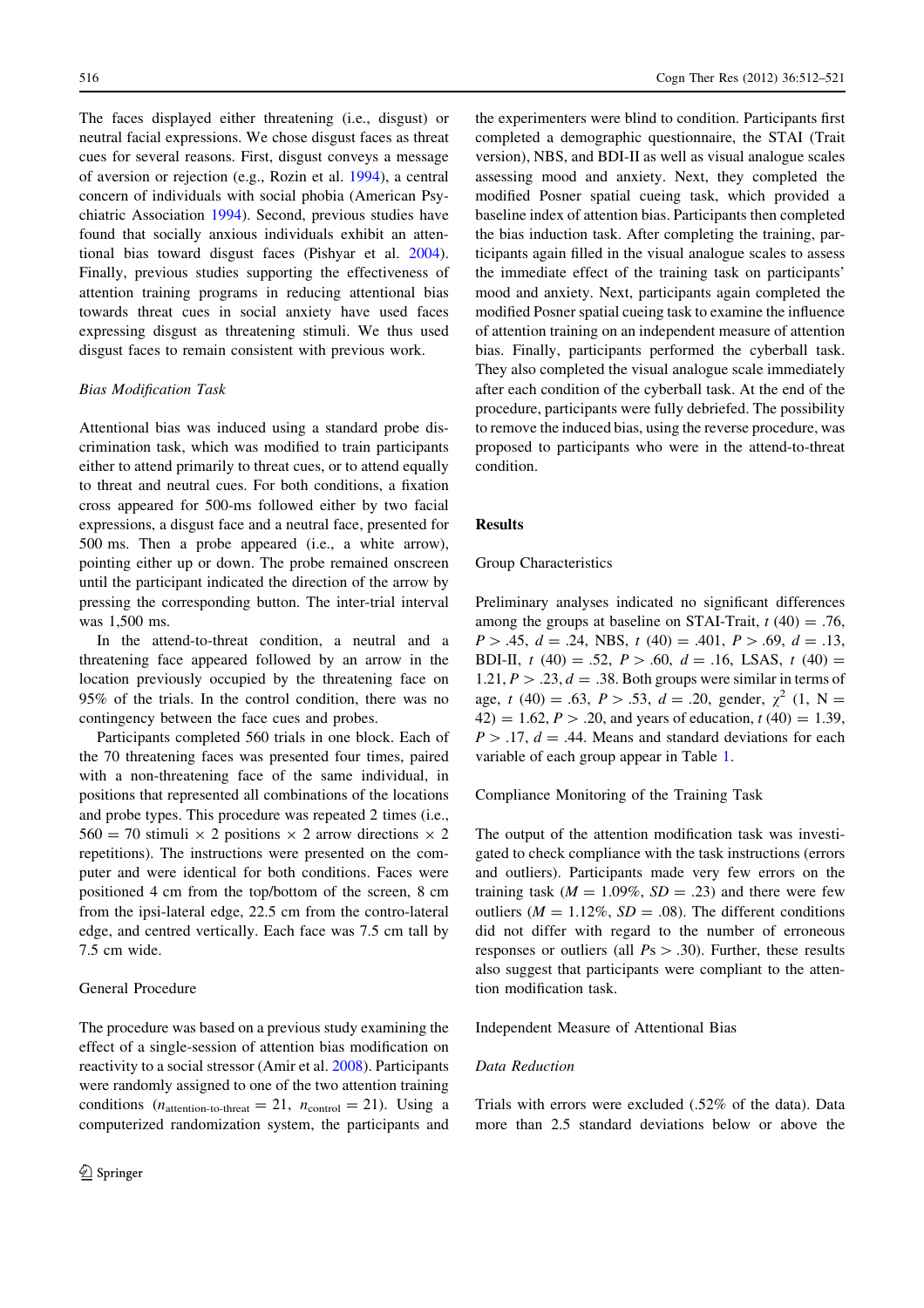The faces displayed either threatening (i.e., disgust) or neutral facial expressions. We chose disgust faces as threat cues for several reasons. First, disgust conveys a message of aversion or rejection (e.g., Rozin et al. 1994), a central concern of individuals with social phobia (American Psychiatric Association 1994). Second, previous studies have found that socially anxious individuals exhibit an attentional bias toward disgust faces (Pishyar et al. 2004). Finally, previous studies supporting the effectiveness of attention training programs in reducing attentional bias towards threat cues in social anxiety have used faces expressing disgust as threatening stimuli. We thus used disgust faces to remain consistent with previous work.

### *Bias Modification Task*

Attentional bias was induced using a standard probe discrimination task, which was modified to train participants either to attend primarily to threat cues, or to attend equally to threat and neutral cues. For both conditions, a fixation cross appeared for 500-ms followed either by two facial expressions, a disgust face and a neutral face, presented for 500 ms. Then a probe appeared (i.e., a white arrow), pointing either up or down. The probe remained onscreen until the participant indicated the direction of the arrow by pressing the corresponding button. The inter-trial interval was 1,500 ms.

In the attend-to-threat condition, a neutral and a threatening face appeared followed by an arrow in the location previously occupied by the threatening face on 95% of the trials. In the control condition, there was no contingency between the face cues and probes.

Participants completed 560 trials in one block. Each of the 70 threatening faces was presented four times, paired with a non-threatening face of the same individual, in positions that represented all combinations of the locations and probe types. This procedure was repeated 2 times (i.e., 560 = 70 stimuli × 2 positions × 2 arrow directions × 2 repetitions). The instructions were presented on the computer and were identical for both conditions. Faces were positioned 4 cm from the top/bottom of the screen, 8 cm from the ipsi-lateral edge, 22.5 cm from the contro-lateral edge, and centred vertically. Each face was 7.5 cm tall by 7.5 cm wide.

### General Procedure

The procedure was based on a previous study examining the effect of a single-session of attention bias modification on reactivity to a social stressor (Amir et al. 2008). Participants were randomly assigned to one of the two attention training conditions ($n_{\text{attention-to-threat}} = 21$, $n_{\text{control}} = 21$). Using a computerized randomization system, the participants and the experimenters were blind to condition. Participants first completed a demographic questionnaire, the STAI (Trait version), NBS, and BDI-II as well as visual analogue scales assessing mood and anxiety. Next, they completed the modified Posner spatial cueing task, which provided a baseline index of attention bias. Participants then completed the bias induction task. After completing the training, participants again filled in the visual analogue scales to assess the immediate effect of the training task on participants' mood and anxiety. Next, participants again completed the modified Posner spatial cueing task to examine the influence of attention training on an independent measure of attention bias. Finally, participants performed the cyberball task. They also completed the visual analogue scale immediately after each condition of the cyberball task. At the end of the procedure, participants were fully debriefed. The possibility to remove the induced bias, using the reverse procedure, was proposed to participants who were in the attend-to-threat condition.

## Results

### Group Characteristics

Preliminary analyses indicated no significant differences among the groups at baseline on STAI-Trait, $t\ (40) = .76$, $P > .45$, $d = .24$, NBS, $t\ (40) = .401$, $P > .69$, $d = .13$, BDI-II, $t\ (40) = .52$, $P > .60$, $d = .16$, LSAS, $t\ (40) = 1.21$, $P > .23$, $d = .38$. Both groups were similar in terms of age, $t\ (40) = .63$, $P > .53$, $d = .20$, gender, $\chi^2$ (1, N = 42) = 1.62, $P > .20$, and years of education, $t\ (40) = 1.39$, $P > .17$, $d = .44$. Means and standard deviations for each variable of each group appear in Table 1.

### Compliance Monitoring of the Training Task

The output of the attention modification task was investigated to check compliance with the task instructions (errors and outliers). Participants made very few errors on the training task ($M = 1.09\%$, $SD = .23$) and there were few outliers ($M = 1.12\%$, $SD = .08$). The different conditions did not differ with regard to the number of erroneous responses or outliers (all $Ps > .30$). Further, these results also suggest that participants were compliant to the attention modification task.

### Independent Measure of Attentional Bias

#### *Data Reduction*

Trials with errors were excluded (.52% of the data). Data more than 2.5 standard deviations below or above the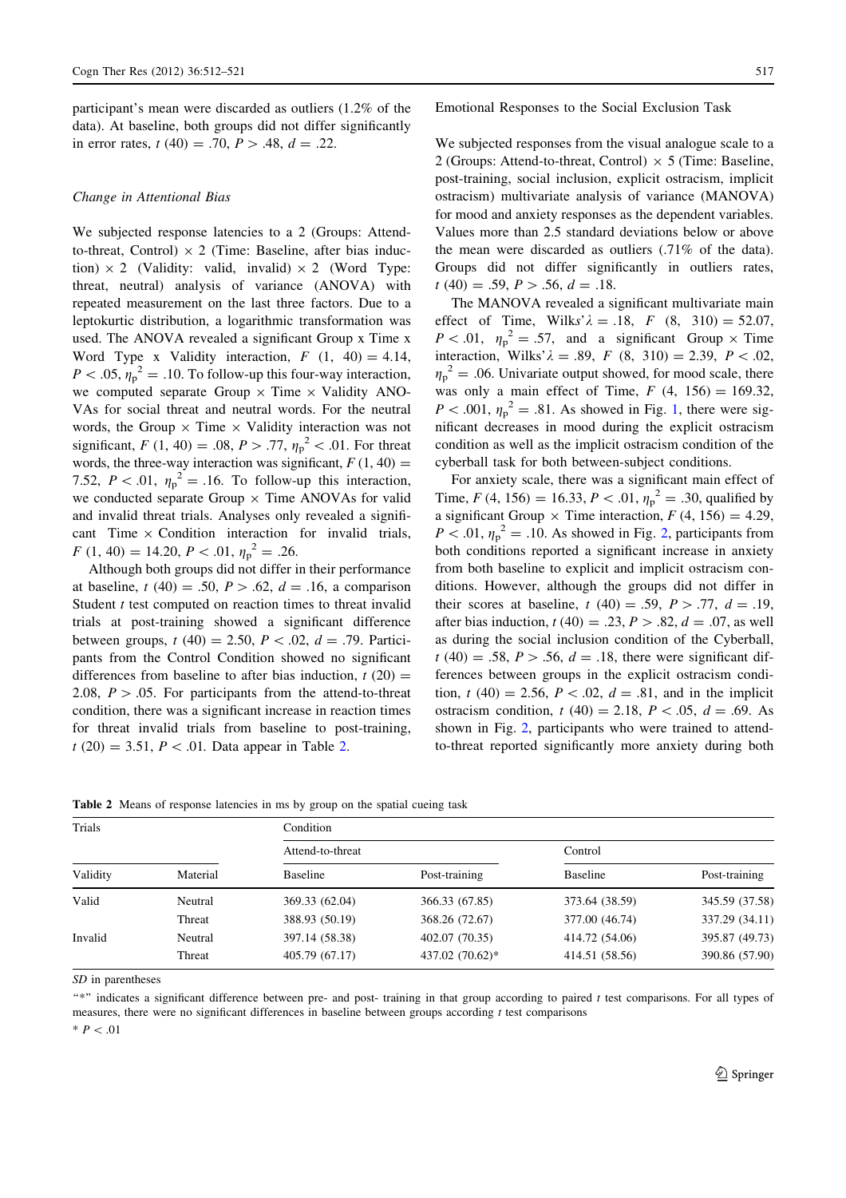participant's mean were discarded as outliers (1.2% of the data). At baseline, both groups did not differ significantly in error rates, $t$ (40) = .70, $P > .48$, $d = .22$.

### Change in Attentional Bias

We subjected response latencies to a 2 (Groups: Attend-to-threat, Control) × 2 (Time: Baseline, after bias induction) × 2 (Validity: valid, invalid) × 2 (Word Type: threat, neutral) analysis of variance (ANOVA) with repeated measurement on the last three factors. Due to a leptokurtic distribution, a logarithmic transformation was used. The ANOVA revealed a significant Group x Time x Word Type x Validity interaction, $F$ (1, 40) = 4.14, $P < .05$, $\eta_p^2 = .10$. To follow-up this four-way interaction, we computed separate Group × Time × Validity ANOVAs for social threat and neutral words. For the neutral words, the Group × Time × Validity interaction was not significant, $F$ (1, 40) = .08, $P > .77$, $\eta_p^2 < .01$. For threat words, the three-way interaction was significant, $F$ (1, 40) = 7.52, $P < .01$, $\eta_p^2 = .16$. To follow-up this interaction, we conducted separate Group × Time ANOVAs for valid and invalid threat trials. Analyses only revealed a significant Time × Condition interaction for invalid trials, $F$ (1, 40) = 14.20, $P < .01$, $\eta_p^2 = .26$.

Although both groups did not differ in their performance at baseline, $t$ (40) = .50, $P > .62$, $d = .16$, a comparison Student $t$ test computed on reaction times to threat invalid trials at post-training showed a significant difference between groups, $t$ (40) = 2.50, $P < .02$, $d = .79$. Participants from the Control Condition showed no significant differences from baseline to after bias induction, $t$ (20) = 2.08, $P > .05$. For participants from the attend-to-threat condition, there was a significant increase in reaction times for threat invalid trials from baseline to post-training, $t$ (20) = 3.51, $P < .01$. Data appear in Table 2.

### Emotional Responses to the Social Exclusion Task

We subjected responses from the visual analogue scale to a 2 (Groups: Attend-to-threat, Control) × 5 (Time: Baseline, post-training, social inclusion, explicit ostracism, implicit ostracism) multivariate analysis of variance (MANOVA) for mood and anxiety responses as the dependent variables. Values more than 2.5 standard deviations below or above the mean were discarded as outliers (.71% of the data). Groups did not differ significantly in outliers rates, $t$ (40) = .59, $P > .56$, $d = .18$.

The MANOVA revealed a significant multivariate main effect of Time, Wilks' $\lambda = .18$, $F$ (8, 310) = 52.07, $P < .01$, $\eta_p^2 = .57$, and a significant Group × Time interaction, Wilks' $\lambda = .89$, $F$ (8, 310) = 2.39, $P < .02$, $\eta_p^2 = .06$. Univariate output showed, for mood scale, there was only a main effect of Time, $F$ (4, 156) = 169.32, $P < .001$, $\eta_p^2 = .81$. As showed in Fig. 1, there were significant decreases in mood during the explicit ostracism condition as well as the implicit ostracism condition of the cyberball task for both between-subject conditions.

For anxiety scale, there was a significant main effect of Time, $F$ (4, 156) = 16.33, $P < .01$, $\eta_p^2 = .30$, qualified by a significant Group × Time interaction, $F$ (4, 156) = 4.29, $P < .01$, $\eta_p^2 = .10$. As showed in Fig. 2, participants from both conditions reported a significant increase in anxiety from both baseline to explicit and implicit ostracism conditions. However, although the groups did not differ in their scores at baseline, $t$ (40) = .59, $P > .77$, $d = .19$, after bias induction, $t$ (40) = .23, $P > .82$, $d = .07$, as well as during the social inclusion condition of the Cyberball, $t$ (40) = .58, $P > .56$, $d = .18$, there were significant differences between groups in the explicit ostracism condition, $t$ (40) = 2.56, $P < .02$, $d = .81$, and in the implicit ostracism condition, $t$ (40) = 2.18, $P < .05$, $d = .69$. As shown in Fig. 2, participants who were trained to attend-to-threat reported significantly more anxiety during both

**Table 2** Means of response latencies in ms by group on the spatial cueing task

| Trials | | Condition | | | |
|---|---|---|---|---|---|
| | | Attend-to-threat | | Control | |
| Validity | Material | Baseline | Post-training | Baseline | Post-training |
| Valid | Neutral | 369.33 (62.04) | 366.33 (67.85) | 373.64 (38.59) | 345.59 (37.58) |
| | Threat | 388.93 (50.19) | 368.26 (72.67) | 377.00 (46.74) | 337.29 (34.11) |
| Invalid | Neutral | 397.14 (58.38) | 402.07 (70.35) | 414.72 (54.06) | 395.87 (49.73) |
| | Threat | 405.79 (67.17) | 437.02 (70.62)* | 414.51 (58.56) | 390.86 (57.90) |

*SD* in parentheses

"*" indicates a significant difference between pre- and post- training in that group according to paired $t$ test comparisons. For all types of measures, there were no significant differences in baseline between groups according $t$ test comparisons

* $P < .01$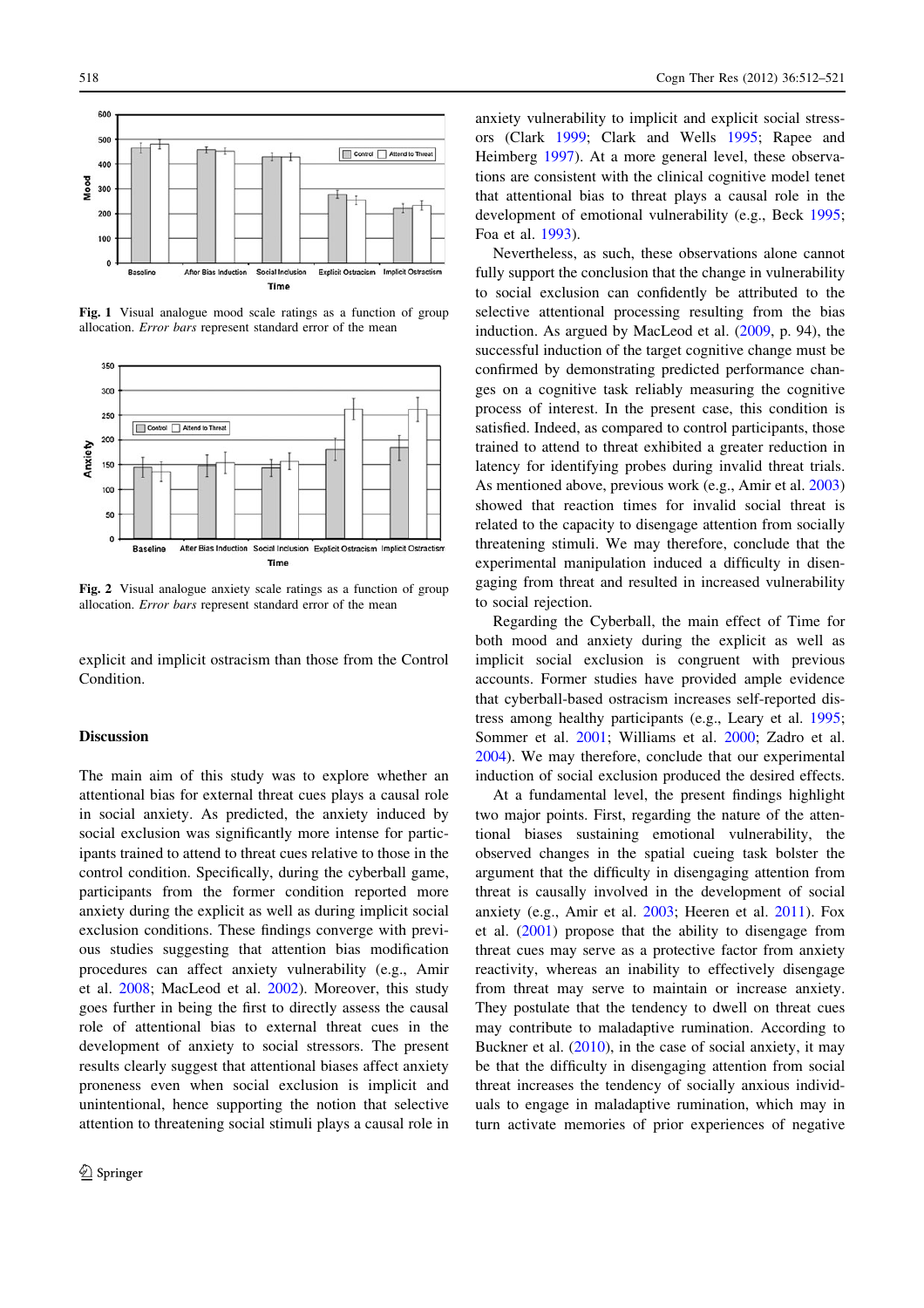600
500
400
300
200
100
0

Mood

Control
Attend to Threat

Baseline
After Bias Induction
Social Inclusion
Explicit Ostracism
Implicit Ostracism

Time

**Fig. 1** Visual analogue mood scale ratings as a function of group allocation. *Error bars* represent standard error of the mean

350
300
250
200
150
100
50
0

Anxiety

Control
Attend to Threat

Baseline
After Bias Induction
Social Inclusion
Explicit Ostracism
Implicit Ostracism

Time

**Fig. 2** Visual analogue anxiety scale ratings as a function of group allocation. *Error bars* represent standard error of the mean

explicit and implicit ostracism than those from the Control Condition.

## Discussion

The main aim of this study was to explore whether an attentional bias for external threat cues plays a causal role in social anxiety. As predicted, the anxiety induced by social exclusion was significantly more intense for participants trained to attend to threat cues relative to those in the control condition. Specifically, during the cyberball game, participants from the former condition reported more anxiety during the explicit as well as during implicit social exclusion conditions. These findings converge with previous studies suggesting that attention bias modification procedures can affect anxiety vulnerability (e.g., Amir et al. 2008; MacLeod et al. 2002). Moreover, this study goes further in being the first to directly assess the causal role of attentional bias to external threat cues in the development of anxiety to social stressors. The present results clearly suggest that attentional biases affect anxiety proneness even when social exclusion is implicit and unintentional, hence supporting the notion that selective attention to threatening social stimuli plays a causal role in anxiety vulnerability to implicit and explicit social stressors (Clark 1999; Clark and Wells 1995; Rapee and Heimberg 1997). At a more general level, these observations are consistent with the clinical cognitive model tenet that attentional bias to threat plays a causal role in the development of emotional vulnerability (e.g., Beck 1995; Foa et al. 1993).

Nevertheless, as such, these observations alone cannot fully support the conclusion that the change in vulnerability to social exclusion can confidently be attributed to the selective attentional processing resulting from the bias induction. As argued by MacLeod et al. (2009, p. 94), the successful induction of the target cognitive change must be confirmed by demonstrating predicted performance changes on a cognitive task reliably measuring the cognitive process of interest. In the present case, this condition is satisfied. Indeed, as compared to control participants, those trained to attend to threat exhibited a greater reduction in latency for identifying probes during invalid threat trials. As mentioned above, previous work (e.g., Amir et al. 2003) showed that reaction times for invalid social threat is related to the capacity to disengage attention from socially threatening stimuli. We may therefore, conclude that the experimental manipulation induced a difficulty in disengaging from threat and resulted in increased vulnerability to social rejection.

Regarding the Cyberball, the main effect of Time for both mood and anxiety during the explicit as well as implicit social exclusion is congruent with previous accounts. Former studies have provided ample evidence that cyberball-based ostracism increases self-reported distress among healthy participants (e.g., Leary et al. 1995; Sommer et al. 2001; Williams et al. 2000; Zadro et al. 2004). We may therefore, conclude that our experimental induction of social exclusion produced the desired effects.

At a fundamental level, the present findings highlight two major points. First, regarding the nature of the attentional biases sustaining emotional vulnerability, the observed changes in the spatial cueing task bolster the argument that the difficulty in disengaging attention from threat is causally involved in the development of social anxiety (e.g., Amir et al. 2003; Heeren et al. 2011). Fox et al. (2001) propose that the ability to disengage from threat cues may serve as a protective factor from anxiety reactivity, whereas an inability to effectively disengage from threat may serve to maintain or increase anxiety. They postulate that the tendency to dwell on threat cues may contribute to maladaptive rumination. According to Buckner et al. (2010), in the case of social anxiety, it may be that the difficulty in disengaging attention from social threat increases the tendency of socially anxious individuals to engage in maladaptive rumination, which may in turn activate memories of prior experiences of negative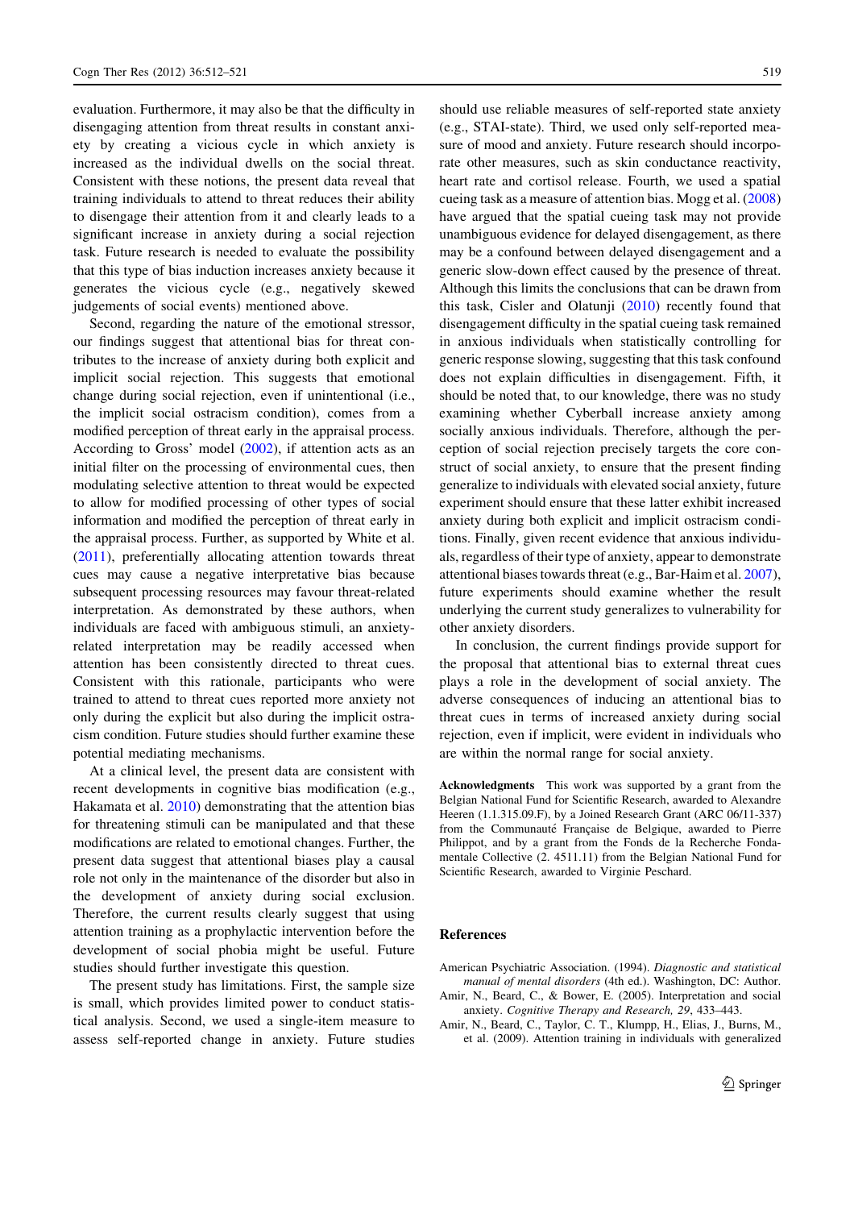evaluation. Furthermore, it may also be that the difficulty in disengaging attention from threat results in constant anxiety by creating a vicious cycle in which anxiety is increased as the individual dwells on the social threat. Consistent with these notions, the present data reveal that training individuals to attend to threat reduces their ability to disengage their attention from it and clearly leads to a significant increase in anxiety during a social rejection task. Future research is needed to evaluate the possibility that this type of bias induction increases anxiety because it generates the vicious cycle (e.g., negatively skewed judgements of social events) mentioned above.

Second, regarding the nature of the emotional stressor, our findings suggest that attentional bias for threat contributes to the increase of anxiety during both explicit and implicit social rejection. This suggests that emotional change during social rejection, even if unintentional (i.e., the implicit social ostracism condition), comes from a modified perception of threat early in the appraisal process. According to Gross' model (2002), if attention acts as an initial filter on the processing of environmental cues, then modulating selective attention to threat would be expected to allow for modified processing of other types of social information and modified the perception of threat early in the appraisal process. Further, as supported by White et al. (2011), preferentially allocating attention towards threat cues may cause a negative interpretative bias because subsequent processing resources may favour threat-related interpretation. As demonstrated by these authors, when individuals are faced with ambiguous stimuli, an anxiety-related interpretation may be readily accessed when attention has been consistently directed to threat cues. Consistent with this rationale, participants who were trained to attend to threat cues reported more anxiety not only during the explicit but also during the implicit ostracism condition. Future studies should further examine these potential mediating mechanisms.

At a clinical level, the present data are consistent with recent developments in cognitive bias modification (e.g., Hakamata et al. 2010) demonstrating that the attention bias for threatening stimuli can be manipulated and that these modifications are related to emotional changes. Further, the present data suggest that attentional biases play a causal role not only in the maintenance of the disorder but also in the development of anxiety during social exclusion. Therefore, the current results clearly suggest that using attention training as a prophylactic intervention before the development of social phobia might be useful. Future studies should further investigate this question.

The present study has limitations. First, the sample size is small, which provides limited power to conduct statistical analysis. Second, we used a single-item measure to assess self-reported change in anxiety. Future studies should use reliable measures of self-reported state anxiety (e.g., STAI-state). Third, we used only self-reported measure of mood and anxiety. Future research should incorporate other measures, such as skin conductance reactivity, heart rate and cortisol release. Fourth, we used a spatial cueing task as a measure of attention bias. Mogg et al. (2008) have argued that the spatial cueing task may not provide unambiguous evidence for delayed disengagement, as there may be a confound between delayed disengagement and a generic slow-down effect caused by the presence of threat. Although this limits the conclusions that can be drawn from this task, Cisler and Olatunji (2010) recently found that disengagement difficulty in the spatial cueing task remained in anxious individuals when statistically controlling for generic response slowing, suggesting that this task confound does not explain difficulties in disengagement. Fifth, it should be noted that, to our knowledge, there was no study examining whether Cyberball increase anxiety among socially anxious individuals. Therefore, although the perception of social rejection precisely targets the core construct of social anxiety, to ensure that the present finding generalize to individuals with elevated social anxiety, future experiment should ensure that these latter exhibit increased anxiety during both explicit and implicit ostracism conditions. Finally, given recent evidence that anxious individuals, regardless of their type of anxiety, appear to demonstrate attentional biases towards threat (e.g., Bar-Haim et al. 2007), future experiments should examine whether the result underlying the current study generalizes to vulnerability for other anxiety disorders.

In conclusion, the current findings provide support for the proposal that attentional bias to external threat cues plays a role in the development of social anxiety. The adverse consequences of inducing an attentional bias to threat cues in terms of increased anxiety during social rejection, even if implicit, were evident in individuals who are within the normal range for social anxiety.

**Acknowledgments** This work was supported by a grant from the Belgian National Fund for Scientific Research, awarded to Alexandre Heeren (1.1.315.09.F), by a Joined Research Grant (ARC 06/11-337) from the Communauté Française de Belgique, awarded to Pierre Philippot, and by a grant from the Fonds de la Recherche Fondamentale Collective (2. 4511.11) from the Belgian National Fund for Scientific Research, awarded to Virginie Peschard.

## References

American Psychiatric Association. (1994). *Diagnostic and statistical manual of mental disorders* (4th ed.). Washington, DC: Author.

Amir, N., Beard, C., & Bower, E. (2005). Interpretation and social anxiety. *Cognitive Therapy and Research, 29*, 433–443.

Amir, N., Beard, C., Taylor, C. T., Klumpp, H., Elias, J., Burns, M., et al. (2009). Attention training in individuals with generalized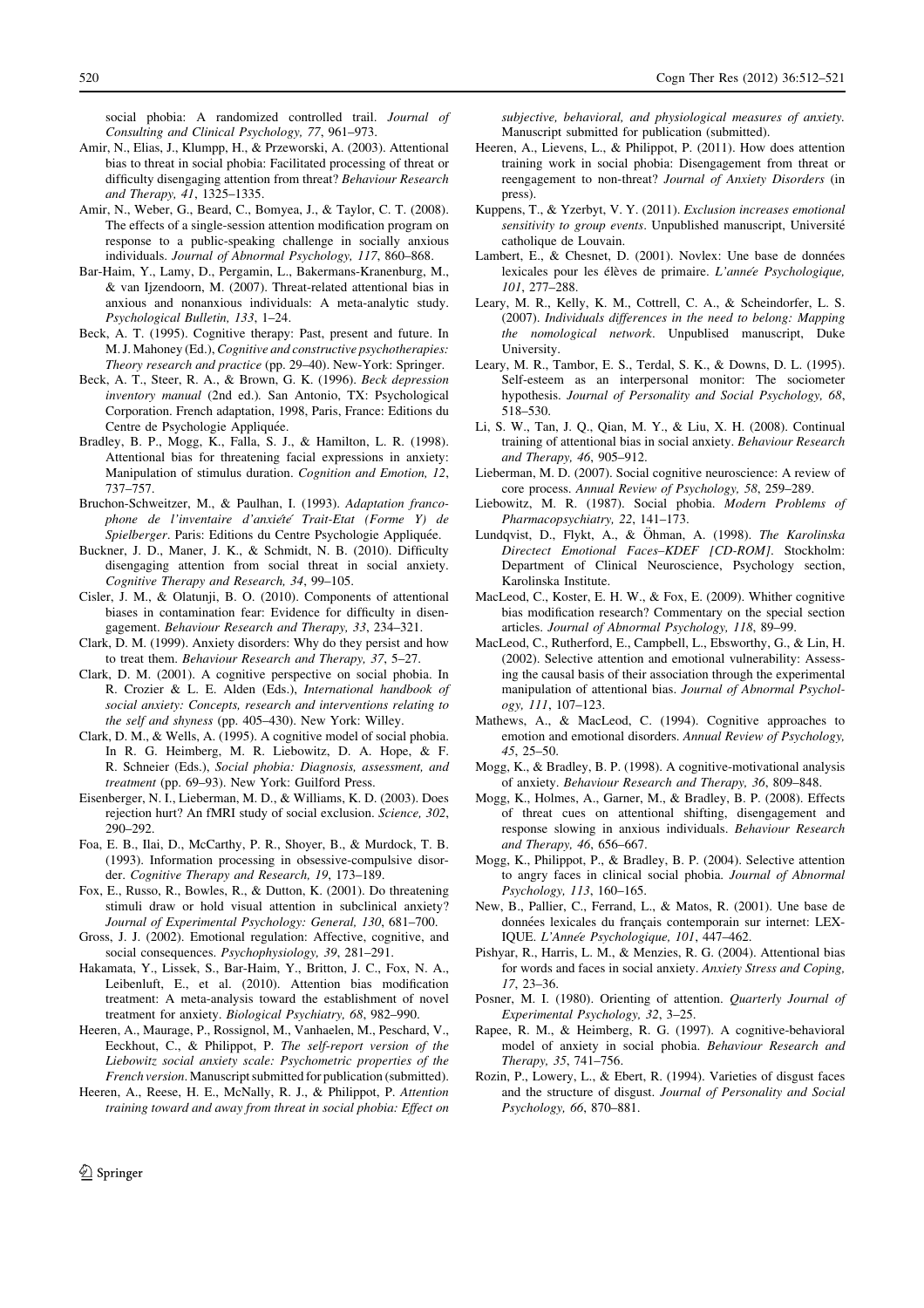social phobia: A randomized controlled trail. *Journal of Consulting and Clinical Psychology, 77*, 961–973.

Amir, N., Elias, J., Klumpp, H., & Przeworski, A. (2003). Attentional bias to threat in social phobia: Facilitated processing of threat or difficulty disengaging attention from threat? *Behaviour Research and Therapy, 41*, 1325–1335.

Amir, N., Weber, G., Beard, C., Bomyea, J., & Taylor, C. T. (2008). The effects of a single-session attention modification program on response to a public-speaking challenge in socially anxious individuals. *Journal of Abnormal Psychology, 117*, 860–868.

Bar-Haim, Y., Lamy, D., Pergamin, L., Bakermans-Kranenburg, M., & van Ijzendoorn, M. (2007). Threat-related attentional bias in anxious and nonanxious individuals: A meta-analytic study. *Psychological Bulletin, 133*, 1–24.

Beck, A. T. (1995). Cognitive therapy: Past, present and future. In M. J. Mahoney (Ed.), *Cognitive and constructive psychotherapies: Theory research and practice* (pp. 29–40). New-York: Springer.

Beck, A. T., Steer, R. A., & Brown, G. K. (1996). *Beck depression inventory manual* (2nd ed.). San Antonio, TX: Psychological Corporation. French adaptation, 1998, Paris, France: Editions du Centre de Psychologie Appliquée.

Bradley, B. P., Mogg, K., Falla, S. J., & Hamilton, L. R. (1998). Attentional bias for threatening facial expressions in anxiety: Manipulation of stimulus duration. *Cognition and Emotion, 12*, 737–757.

Bruchon-Schweitzer, M., & Paulhan, I. (1993). *Adaptation francophone de l'inventaire d'anxiété Trait-Etat (Forme Y) de Spielberger*. Paris: Editions du Centre Psychologie Appliquée.

Buckner, J. D., Maner, J. K., & Schmidt, N. B. (2010). Difficulty disengaging attention from social threat in social anxiety. *Cognitive Therapy and Research, 34*, 99–105.

Cisler, J. M., & Olatunji, B. O. (2010). Components of attentional biases in contamination fear: Evidence for difficulty in disengagement. *Behaviour Research and Therapy, 33*, 234–321.

Clark, D. M. (1999). Anxiety disorders: Why do they persist and how to treat them. *Behaviour Research and Therapy, 37*, 5–27.

Clark, D. M. (2001). A cognitive perspective on social phobia. In R. Crozier & L. E. Alden (Eds.), *International handbook of social anxiety: Concepts, research and interventions relating to the self and shyness* (pp. 405–430). New York: Willey.

Clark, D. M., & Wells, A. (1995). A cognitive model of social phobia. In R. G. Heimberg, M. R. Liebowitz, D. A. Hope, & F. R. Schneier (Eds.), *Social phobia: Diagnosis, assessment, and treatment* (pp. 69–93). New York: Guilford Press.

Eisenberger, N. I., Lieberman, M. D., & Williams, K. D. (2003). Does rejection hurt? An fMRI study of social exclusion. *Science, 302*, 290–292.

Foa, E. B., Ilai, D., McCarthy, P. R., Shoyer, B., & Murdock, T. B. (1993). Information processing in obsessive-compulsive disorder. *Cognitive Therapy and Research, 19*, 173–189.

Fox, E., Russo, R., Bowles, R., & Dutton, K. (2001). Do threatening stimuli draw or hold visual attention in subclinical anxiety? *Journal of Experimental Psychology: General, 130*, 681–700.

Gross, J. J. (2002). Emotional regulation: Affective, cognitive, and social consequences. *Psychophysiology, 39*, 281–291.

Hakamata, Y., Lissek, S., Bar-Haim, Y., Britton, J. C., Fox, N. A., Leibenluft, E., et al. (2010). Attention bias modification treatment: A meta-analysis toward the establishment of novel treatment for anxiety. *Biological Psychiatry, 68*, 982–990.

Heeren, A., Maurage, P., Rossignol, M., Vanhaelen, M., Peschard, V., Eeckhout, C., & Philippot, P. *The self-report version of the Liebowitz social anxiety scale: Psychometric properties of the French version*. Manuscript submitted for publication (submitted).

Heeren, A., Reese, H. E., McNally, R. J., & Philippot, P. *Attention training toward and away from threat in social phobia: Effect on subjective, behavioral, and physiological measures of anxiety*. Manuscript submitted for publication (submitted).

Heeren, A., Lievens, L., & Philippot, P. (2011). How does attention training work in social phobia: Disengagement from threat or reengagement to non-threat? *Journal of Anxiety Disorders* (in press).

Kuppens, T., & Yzerbyt, V. Y. (2011). *Exclusion increases emotional sensitivity to group events*. Unpublished manuscript, Université catholique de Louvain.

Lambert, E., & Chesnet, D. (2001). Novlex: Une base de données lexicales pour les élèves de primaire. *L'année Psychologique, 101*, 277–288.

Leary, M. R., Kelly, K. M., Cottrell, C. A., & Scheindorfer, L. S. (2007). *Individuals differences in the need to belong: Mapping the nomological network*. Unpublised manuscript, Duke University.

Leary, M. R., Tambor, E. S., Terdal, S. K., & Downs, D. L. (1995). Self-esteem as an interpersonal monitor: The sociometer hypothesis. *Journal of Personality and Social Psychology, 68*, 518–530.

Li, S. W., Tan, J. Q., Qian, M. Y., & Liu, X. H. (2008). Continual training of attentional bias in social anxiety. *Behaviour Research and Therapy, 46*, 905–912.

Lieberman, M. D. (2007). Social cognitive neuroscience: A review of core process. *Annual Review of Psychology, 58*, 259–289.

Liebowitz, M. R. (1987). Social phobia. *Modern Problems of Pharmacopsychiatry, 22*, 141–173.

Lundqvist, D., Flykt, A., & Öhman, A. (1998). *The Karolinska Directect Emotional Faces–KDEF [CD-ROM]*. Stockholm: Department of Clinical Neuroscience, Psychology section, Karolinska Institute.

MacLeod, C., Koster, E. H. W., & Fox, E. (2009). Whither cognitive bias modification research? Commentary on the special section articles. *Journal of Abnormal Psychology, 118*, 89–99.

MacLeod, C., Rutherford, E., Campbell, L., Ebsworthy, G., & Lin, H. (2002). Selective attention and emotional vulnerability: Assessing the causal basis of their association through the experimental manipulation of attentional bias. *Journal of Abnormal Psychology, 111*, 107–123.

Mathews, A., & MacLeod, C. (1994). Cognitive approaches to emotion and emotional disorders. *Annual Review of Psychology, 45*, 25–50.

Mogg, K., & Bradley, B. P. (1998). A cognitive-motivational analysis of anxiety. *Behaviour Research and Therapy, 36*, 809–848.

Mogg, K., Holmes, A., Garner, M., & Bradley, B. P. (2008). Effects of threat cues on attentional shifting, disengagement and response slowing in anxious individuals. *Behaviour Research and Therapy, 46*, 656–667.

Mogg, K., Philippot, P., & Bradley, B. P. (2004). Selective attention to angry faces in clinical social phobia. *Journal of Abnormal Psychology, 113*, 160–165.

New, B., Pallier, C., Ferrand, L., & Matos, R. (2001). Une base de données lexicales du français contemporain sur internet: LEXIQUE. *L'Année Psychologique, 101*, 447–462.

Pishyar, R., Harris, L. M., & Menzies, R. G. (2004). Attentional bias for words and faces in social anxiety. *Anxiety Stress and Coping, 17*, 23–36.

Posner, M. I. (1980). Orienting of attention. *Quarterly Journal of Experimental Psychology, 32*, 3–25.

Rapee, R. M., & Heimberg, R. G. (1997). A cognitive-behavioral model of anxiety in social phobia. *Behaviour Research and Therapy, 35*, 741–756.

Rozin, P., Lowery, L., & Ebert, R. (1994). Varieties of disgust faces and the structure of disgust. *Journal of Personality and Social Psychology, 66*, 870–881.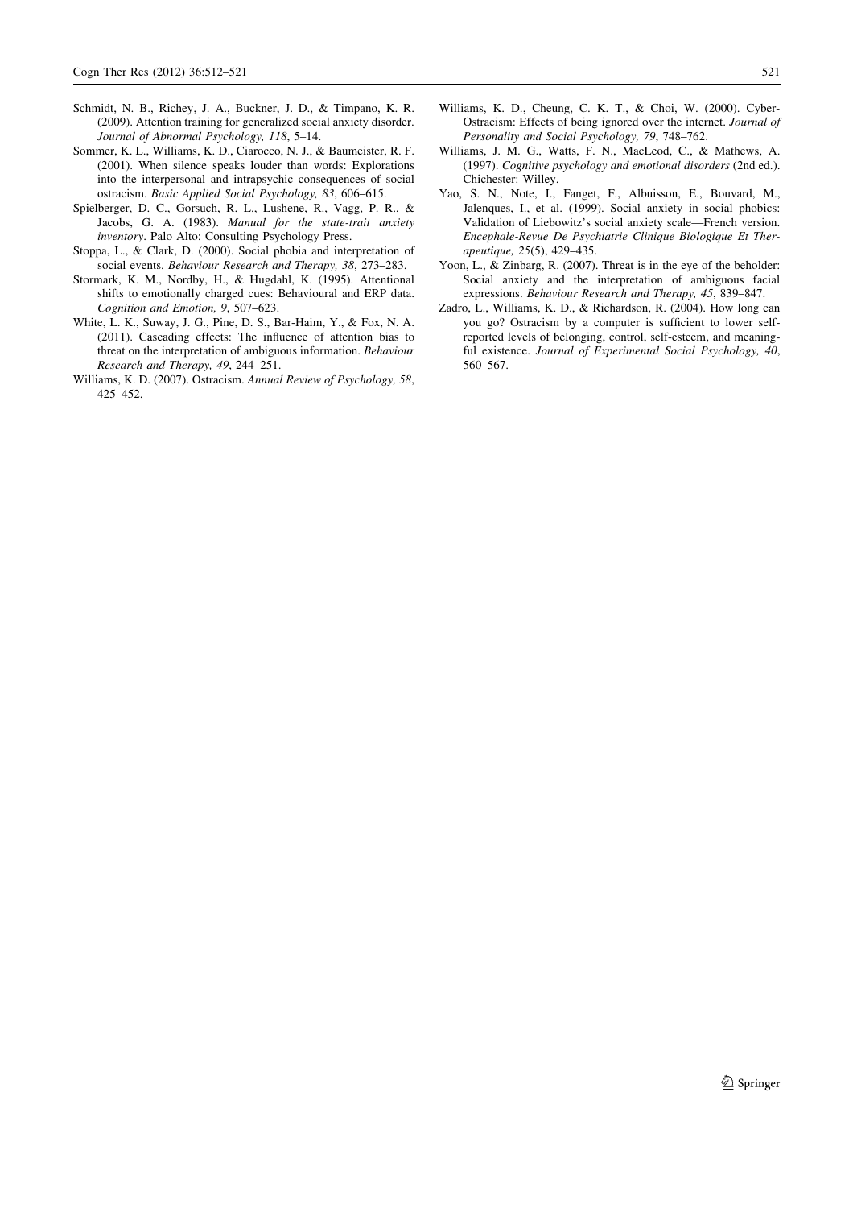Schmidt, N. B., Richey, J. A., Buckner, J. D., & Timpano, K. R. (2009). Attention training for generalized social anxiety disorder. *Journal of Abnormal Psychology, 118*, 5–14.

Sommer, K. L., Williams, K. D., Ciarocco, N. J., & Baumeister, R. F. (2001). When silence speaks louder than words: Explorations into the interpersonal and intrapsychic consequences of social ostracism. *Basic Applied Social Psychology, 83*, 606–615.

Spielberger, D. C., Gorsuch, R. L., Lushene, R., Vagg, P. R., & Jacobs, G. A. (1983). *Manual for the state-trait anxiety inventory*. Palo Alto: Consulting Psychology Press.

Stoppa, L., & Clark, D. (2000). Social phobia and interpretation of social events. *Behaviour Research and Therapy, 38*, 273–283.

Stormark, K. M., Nordby, H., & Hugdahl, K. (1995). Attentional shifts to emotionally charged cues: Behavioural and ERP data. *Cognition and Emotion, 9*, 507–623.

White, L. K., Suway, J. G., Pine, D. S., Bar-Haim, Y., & Fox, N. A. (2011). Cascading effects: The influence of attention bias to threat on the interpretation of ambiguous information. *Behaviour Research and Therapy, 49*, 244–251.

Williams, K. D. (2007). Ostracism. *Annual Review of Psychology, 58*, 425–452.

Williams, K. D., Cheung, C. K. T., & Choi, W. (2000). Cyber-Ostracism: Effects of being ignored over the internet. *Journal of Personality and Social Psychology, 79*, 748–762.

Williams, J. M. G., Watts, F. N., MacLeod, C., & Mathews, A. (1997). *Cognitive psychology and emotional disorders* (2nd ed.). Chichester: Willey.

Yao, S. N., Note, I., Fanget, F., Albuisson, E., Bouvard, M., Jalenques, I., et al. (1999). Social anxiety in social phobics: Validation of Liebowitz's social anxiety scale—French version. *Encephale-Revue De Psychiatrie Clinique Biologique Et Therapeutique, 25*(5), 429–435.

Yoon, L., & Zinbarg, R. (2007). Threat is in the eye of the beholder: Social anxiety and the interpretation of ambiguous facial expressions. *Behaviour Research and Therapy, 45*, 839–847.

Zadro, L., Williams, K. D., & Richardson, R. (2004). How long can you go? Ostracism by a computer is sufficient to lower self-reported levels of belonging, control, self-esteem, and meaningful existence. *Journal of Experimental Social Psychology, 40*, 560–567.